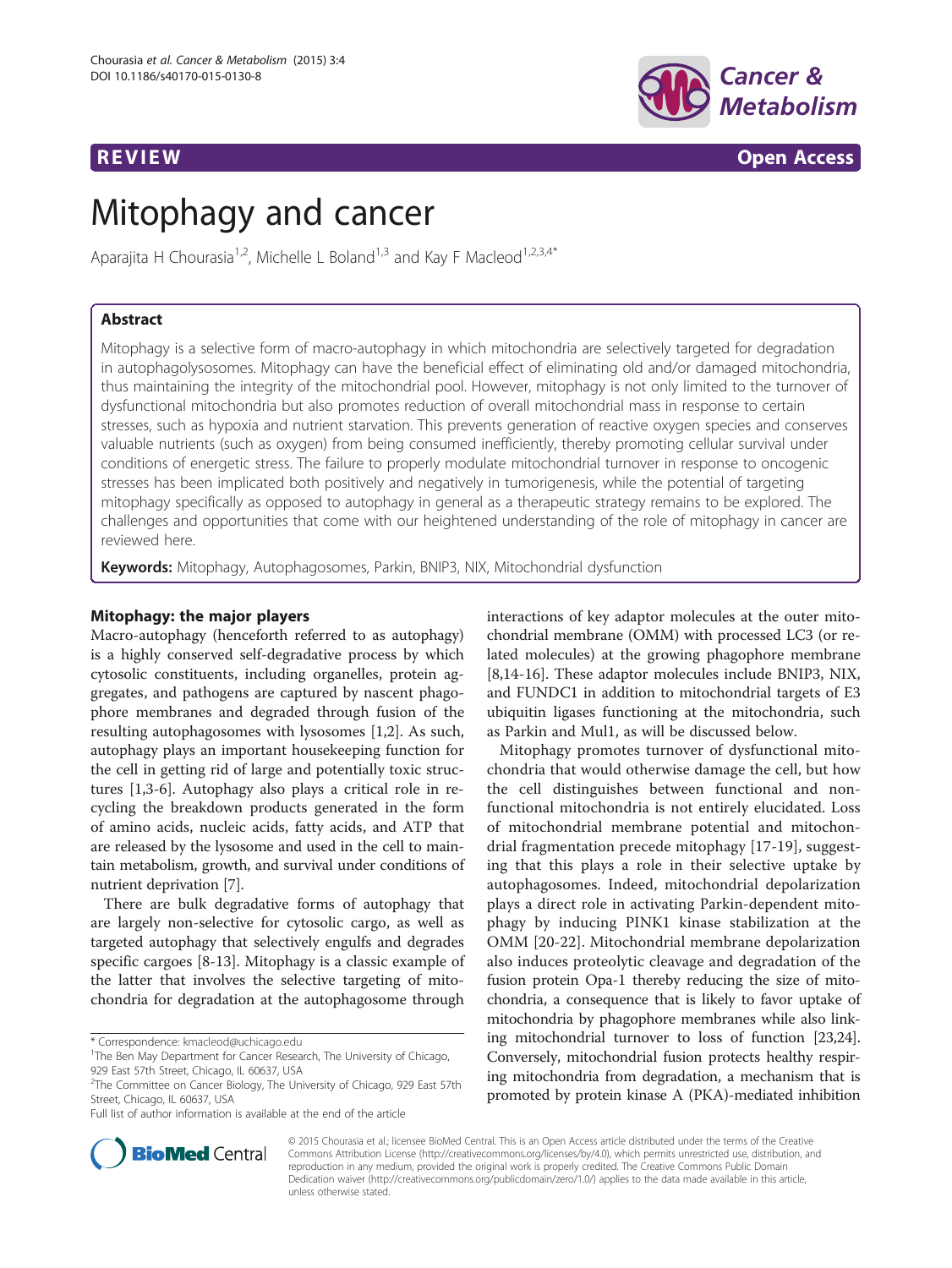REVIEW Open Access

# Mitophagy and cancer

Aparajita H Chourasia[1,2], Michelle L Boland[1,3] and Kay F Macleod[1,2,3,4*]

## Abstract

Mitophagy is a selective form of macro-autophagy in which mitochondria are selectively targeted for degradation in autophagolysosomes. Mitophagy can have the beneficial effect of eliminating old and/or damaged mitochondria, thus maintaining the integrity of the mitochondrial pool. However, mitophagy is not only limited to the turnover of dysfunctional mitochondria but also promotes reduction of overall mitochondrial mass in response to certain stresses, such as hypoxia and nutrient starvation. This prevents generation of reactive oxygen species and conserves valuable nutrients (such as oxygen) from being consumed inefficiently, thereby promoting cellular survival under conditions of energetic stress. The failure to properly modulate mitochondrial turnover in response to oncogenic stresses has been implicated both positively and negatively in tumorigenesis, while the potential of targeting mitophagy specifically as opposed to autophagy in general as a therapeutic strategy remains to be explored. The challenges and opportunities that come with our heightened understanding of the role of mitophagy in cancer are reviewed here.

**Keywords:** Mitophagy, Autophagosomes, Parkin, BNIP3, NIX, Mitochondrial dysfunction

## Mitophagy: the major players

Macro-autophagy (henceforth referred to as autophagy) is a highly conserved self-degradative process by which cytosolic constituents, including organelles, protein aggregates, and pathogens are captured by nascent phagophore membranes and degraded through fusion of the resulting autophagosomes with lysosomes [1,2]. As such, autophagy plays an important housekeeping function for the cell in getting rid of large and potentially toxic structures [1,3-6]. Autophagy also plays a critical role in recycling the breakdown products generated in the form of amino acids, nucleic acids, fatty acids, and ATP that are released by the lysosome and used in the cell to maintain metabolism, growth, and survival under conditions of nutrient deprivation [7].

There are bulk degradative forms of autophagy that are largely non-selective for cytosolic cargo, as well as targeted autophagy that selectively engulfs and degrades specific cargoes [8-13]. Mitophagy is a classic example of the latter that involves the selective targeting of mitochondria for degradation at the autophagosome through interactions of key adaptor molecules at the outer mitochondrial membrane (OMM) with processed LC3 (or related molecules) at the growing phagophore membrane [8,14-16]. These adaptor molecules include BNIP3, NIX, and FUNDC1 in addition to mitochondrial targets of E3 ubiquitin ligases functioning at the mitochondria, such as Parkin and Mul1, as will be discussed below.

Mitophagy promotes turnover of dysfunctional mitochondria that would otherwise damage the cell, but how the cell distinguishes between functional and non-functional mitochondria is not entirely elucidated. Loss of mitochondrial membrane potential and mitochondrial fragmentation precede mitophagy [17-19], suggesting that this plays a role in their selective uptake by autophagosomes. Indeed, mitochondrial depolarization plays a direct role in activating Parkin-dependent mitophagy by inducing PINK1 kinase stabilization at the OMM [20-22]. Mitochondrial membrane depolarization also induces proteolytic cleavage and degradation of the fusion protein Opa-1 thereby reducing the size of mitochondria, a consequence that is likely to favor uptake of mitochondria by phagophore membranes while also linking mitochondrial turnover to loss of function [23,24]. Conversely, mitochondrial fusion protects healthy respiring mitochondria from degradation, a mechanism that is promoted by protein kinase A (PKA)-mediated inhibition

* Correspondence: kmacleod@uchicago.edu
[1]The Ben May Department for Cancer Research, The University of Chicago, 929 East 57th Street, Chicago, IL 60637, USA
[2]The Committee on Cancer Biology, The University of Chicago, 929 East 57th Street, Chicago, IL 60637, USA
Full list of author information is available at the end of the article

© 2015 Chourasia et al.; licensee BioMed Central. This is an Open Access article distributed under the terms of the Creative Commons Attribution License (http://creativecommons.org/licenses/by/4.0), which permits unrestricted use, distribution, and reproduction in any medium, provided the original work is properly credited. The Creative Commons Public Domain Dedication waiver (http://creativecommons.org/publicdomain/zero/1.0/) applies to the data made available in this article, unless otherwise stated.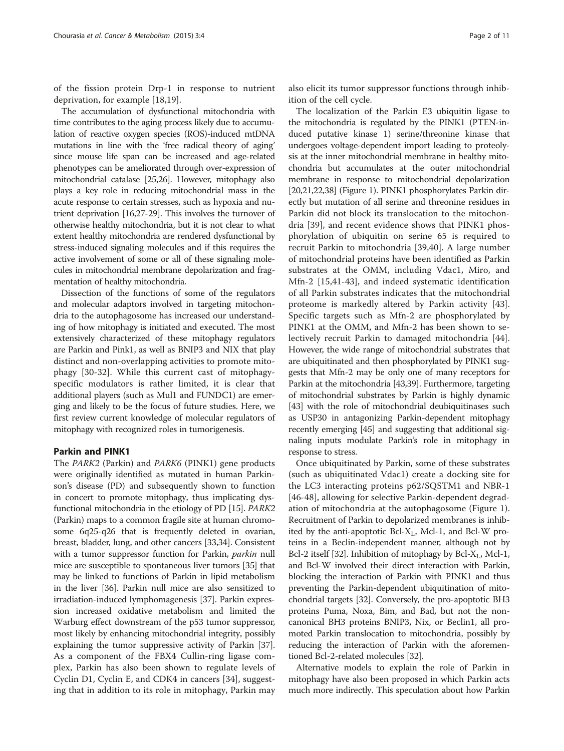of the fission protein Drp-1 in response to nutrient deprivation, for example [18,19].

The accumulation of dysfunctional mitochondria with time contributes to the aging process likely due to accumulation of reactive oxygen species (ROS)-induced mtDNA mutations in line with the 'free radical theory of aging' since mouse life span can be increased and age-related phenotypes can be ameliorated through over-expression of mitochondrial catalase [25,26]. However, mitophagy also plays a key role in reducing mitochondrial mass in the acute response to certain stresses, such as hypoxia and nutrient deprivation [16,27-29]. This involves the turnover of otherwise healthy mitochondria, but it is not clear to what extent healthy mitochondria are rendered dysfunctional by stress-induced signaling molecules and if this requires the active involvement of some or all of these signaling molecules in mitochondrial membrane depolarization and fragmentation of healthy mitochondria.

Dissection of the functions of some of the regulators and molecular adaptors involved in targeting mitochondria to the autophagosome has increased our understanding of how mitophagy is initiated and executed. The most extensively characterized of these mitophagy regulators are Parkin and Pink1, as well as BNIP3 and NIX that play distinct and non-overlapping activities to promote mitophagy [30-32]. While this current cast of mitophagy-specific modulators is rather limited, it is clear that additional players (such as Mul1 and FUNDC1) are emerging and likely to be the focus of future studies. Here, we first review current knowledge of molecular regulators of mitophagy with recognized roles in tumorigenesis.

## Parkin and PINK1

The *PARK2* (Parkin) and *PARK6* (PINK1) gene products were originally identified as mutated in human Parkinson's disease (PD) and subsequently shown to function in concert to promote mitophagy, thus implicating dysfunctional mitochondria in the etiology of PD [15]. *PARK2* (Parkin) maps to a common fragile site at human chromosome 6q25-q26 that is frequently deleted in ovarian, breast, bladder, lung, and other cancers [33,34]. Consistent with a tumor suppressor function for Parkin, *parkin* null mice are susceptible to spontaneous liver tumors [35] that may be linked to functions of Parkin in lipid metabolism in the liver [36]. Parkin null mice are also sensitized to irradiation-induced lymphomagenesis [37]. Parkin expression increased oxidative metabolism and limited the Warburg effect downstream of the p53 tumor suppressor, most likely by enhancing mitochondrial integrity, possibly explaining the tumor suppressive activity of Parkin [37]. As a component of the FBX4 Cullin-ring ligase complex, Parkin has also been shown to regulate levels of Cyclin D1, Cyclin E, and CDK4 in cancers [34], suggesting that in addition to its role in mitophagy, Parkin may also elicit its tumor suppressor functions through inhibition of the cell cycle.

The localization of the Parkin E3 ubiquitin ligase to the mitochondria is regulated by the PINK1 (PTEN-induced putative kinase 1) serine/threonine kinase that undergoes voltage-dependent import leading to proteolysis at the inner mitochondrial membrane in healthy mitochondria but accumulates at the outer mitochondrial membrane in response to mitochondrial depolarization [20,21,22,38] (Figure 1). PINK1 phosphorylates Parkin directly but mutation of all serine and threonine residues in Parkin did not block its translocation to the mitochondria [39], and recent evidence shows that PINK1 phosphorylation of ubiquitin on serine 65 is required to recruit Parkin to mitochondria [39,40]. A large number of mitochondrial proteins have been identified as Parkin substrates at the OMM, including Vdac1, Miro, and Mfn-2 [15,41-43], and indeed systematic identification of all Parkin substrates indicates that the mitochondrial proteome is markedly altered by Parkin activity [43]. Specific targets such as Mfn-2 are phosphorylated by PINK1 at the OMM, and Mfn-2 has been shown to selectively recruit Parkin to damaged mitochondria [44]. However, the wide range of mitochondrial substrates that are ubiquitinated and then phosphorylated by PINK1 suggests that Mfn-2 may be only one of many receptors for Parkin at the mitochondria [43,39]. Furthermore, targeting of mitochondrial substrates by Parkin is highly dynamic [43] with the role of mitochondrial deubiquitinases such as USP30 in antagonizing Parkin-dependent mitophagy recently emerging [45] and suggesting that additional signaling inputs modulate Parkin's role in mitophagy in response to stress.

Once ubiquitinated by Parkin, some of these substrates (such as ubiquitinated Vdac1) create a docking site for the LC3 interacting proteins p62/SQSTM1 and NBR-1 [46-48], allowing for selective Parkin-dependent degradation of mitochondria at the autophagosome (Figure 1). Recruitment of Parkin to depolarized membranes is inhibited by the anti-apoptotic Bcl-$X_L$, Mcl-1, and Bcl-W proteins in a Beclin-independent manner, although not by Bcl-2 itself [32]. Inhibition of mitophagy by Bcl-$X_L$, Mcl-1, and Bcl-W involved their direct interaction with Parkin, blocking the interaction of Parkin with PINK1 and thus preventing the Parkin-dependent ubiquitination of mitochondrial targets [32]. Conversely, the pro-apoptotic BH3 proteins Puma, Noxa, Bim, and Bad, but not the non-canonical BH3 proteins BNIP3, Nix, or Beclin1, all promoted Parkin translocation to mitochondria, possibly by reducing the interaction of Parkin with the aforementioned Bcl-2-related molecules [32].

Alternative models to explain the role of Parkin in mitophagy have also been proposed in which Parkin acts much more indirectly. This speculation about how Parkin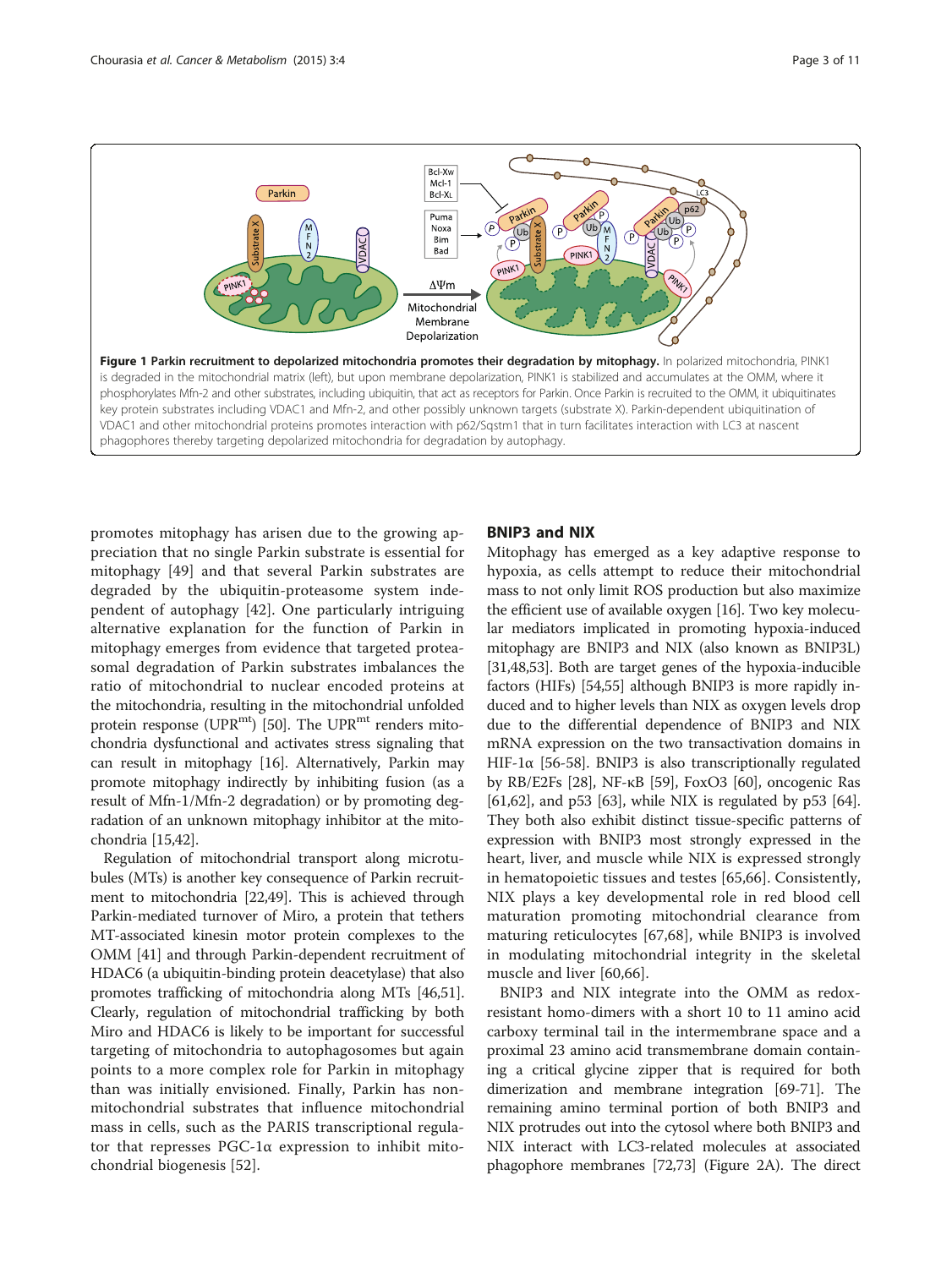**Figure 1 Parkin recruitment to depolarized mitochondria promotes their degradation by mitophagy.** In polarized mitochondria, PINK1 is degraded in the mitochondrial matrix (left), but upon membrane depolarization, PINK1 is stabilized and accumulates at the OMM, where it phosphorylates Mfn-2 and other substrates, including ubiquitin, that act as receptors for Parkin. Once Parkin is recruited to the OMM, it ubiquitinates key protein substrates including VDAC1 and Mfn-2, and other possibly unknown targets (substrate X). Parkin-dependent ubiquitination of VDAC1 and other mitochondrial proteins promotes interaction with p62/Sqstm1 that in turn facilitates interaction with LC3 at nascent phagophores thereby targeting depolarized mitochondria for degradation by autophagy.

promotes mitophagy has arisen due to the growing appreciation that no single Parkin substrate is essential for mitophagy [49] and that several Parkin substrates are degraded by the ubiquitin-proteasome system independent of autophagy [42]. One particularly intriguing alternative explanation for the function of Parkin in mitophagy emerges from evidence that targeted proteasomal degradation of Parkin substrates imbalances the ratio of mitochondrial to nuclear encoded proteins at the mitochondria, resulting in the mitochondrial unfolded protein response ($UPR^{mt}$) [50]. The $UPR^{mt}$ renders mitochondria dysfunctional and activates stress signaling that can result in mitophagy [16]. Alternatively, Parkin may promote mitophagy indirectly by inhibiting fusion (as a result of Mfn-1/Mfn-2 degradation) or by promoting degradation of an unknown mitophagy inhibitor at the mitochondria [15,42].

Regulation of mitochondrial transport along microtubules (MTs) is another key consequence of Parkin recruitment to mitochondria [22,49]. This is achieved through Parkin-mediated turnover of Miro, a protein that tethers MT-associated kinesin motor protein complexes to the OMM [41] and through Parkin-dependent recruitment of HDAC6 (a ubiquitin-binding protein deacetylase) that also promotes trafficking of mitochondria along MTs [46,51]. Clearly, regulation of mitochondrial trafficking by both Miro and HDAC6 is likely to be important for successful targeting of mitochondria to autophagosomes but again points to a more complex role for Parkin in mitophagy than was initially envisioned. Finally, Parkin has non-mitochondrial substrates that influence mitochondrial mass in cells, such as the PARIS transcriptional regulator that represses PGC-1α expression to inhibit mitochondrial biogenesis [52].

## BNIP3 and NIX

Mitophagy has emerged as a key adaptive response to hypoxia, as cells attempt to reduce their mitochondrial mass to not only limit ROS production but also maximize the efficient use of available oxygen [16]. Two key molecular mediators implicated in promoting hypoxia-induced mitophagy are BNIP3 and NIX (also known as BNIP3L) [31,48,53]. Both are target genes of the hypoxia-inducible factors (HIFs) [54,55] although BNIP3 is more rapidly induced and to higher levels than NIX as oxygen levels drop due to the differential dependence of BNIP3 and NIX mRNA expression on the two transactivation domains in HIF-1α [56-58]. BNIP3 is also transcriptionally regulated by RB/E2Fs [28], NF-κB [59], FoxO3 [60], oncogenic Ras [61,62], and p53 [63], while NIX is regulated by p53 [64]. They both also exhibit distinct tissue-specific patterns of expression with BNIP3 most strongly expressed in the heart, liver, and muscle while NIX is expressed strongly in hematopoietic tissues and testes [65,66]. Consistently, NIX plays a key developmental role in red blood cell maturation promoting mitochondrial clearance from maturing reticulocytes [67,68], while BNIP3 is involved in modulating mitochondrial integrity in the skeletal muscle and liver [60,66].

BNIP3 and NIX integrate into the OMM as redox-resistant homo-dimers with a short 10 to 11 amino acid carboxy terminal tail in the intermembrane space and a proximal 23 amino acid transmembrane domain containing a critical glycine zipper that is required for both dimerization and membrane integration [69-71]. The remaining amino terminal portion of both BNIP3 and NIX protrudes out into the cytosol where both BNIP3 and NIX interact with LC3-related molecules at associated phagophore membranes [72,73] (Figure 2A). The direct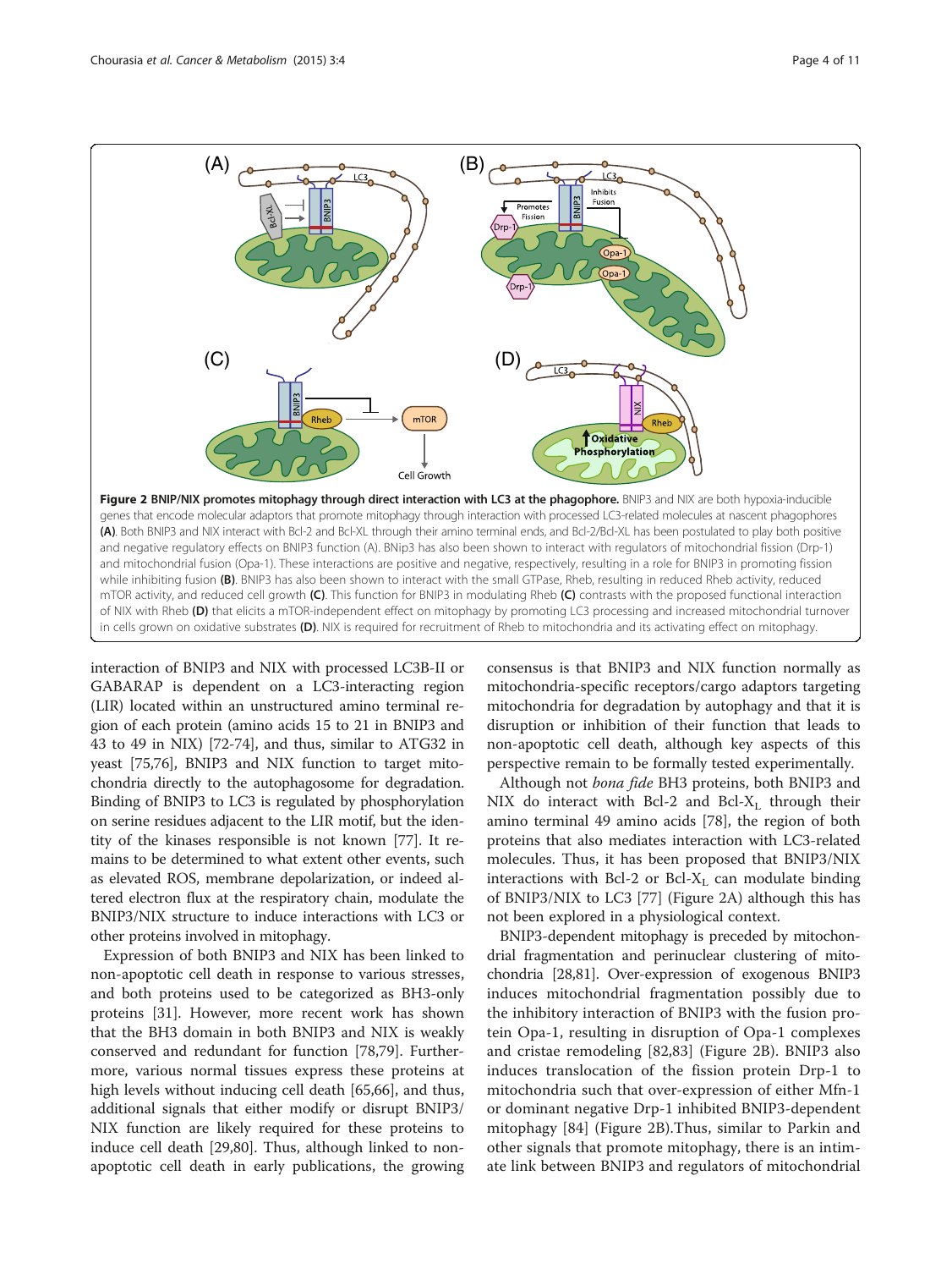**Figure 2 BNIP/NIX promotes mitophagy through direct interaction with LC3 at the phagophore.** BNIP3 and NIX are both hypoxia-inducible genes that encode molecular adaptors that promote mitophagy through interaction with processed LC3-related molecules at nascent phagophores **(A)**. Both BNIP3 and NIX interact with Bcl-2 and Bcl-XL through their amino terminal ends, and Bcl-2/Bcl-XL has been postulated to play both positive and negative regulatory effects on BNIP3 function (A). BNip3 has also been shown to interact with regulators of mitochondrial fission (Drp-1) and mitochondrial fusion (Opa-1). These interactions are positive and negative, respectively, resulting in a role for BNIP3 in promoting fission while inhibiting fusion **(B)**. BNIP3 has also been shown to interact with the small GTPase, Rheb, resulting in reduced Rheb activity, reduced mTOR activity, and reduced cell growth **(C)**. This function for BNIP3 in modulating Rheb **(C)** contrasts with the proposed functional interaction of NIX with Rheb **(D)** that elicits a mTOR-independent effect on mitophagy by promoting LC3 processing and increased mitochondrial turnover in cells grown on oxidative substrates **(D)**. NIX is required for recruitment of Rheb to mitochondria and its activating effect on mitophagy.

interaction of BNIP3 and NIX with processed LC3B-II or GABARAP is dependent on a LC3-interacting region (LIR) located within an unstructured amino terminal region of each protein (amino acids 15 to 21 in BNIP3 and 43 to 49 in NIX) [72-74], and thus, similar to ATG32 in yeast [75,76], BNIP3 and NIX function to target mitochondria directly to the autophagosome for degradation. Binding of BNIP3 to LC3 is regulated by phosphorylation on serine residues adjacent to the LIR motif, but the identity of the kinases responsible is not known [77]. It remains to be determined to what extent other events, such as elevated ROS, membrane depolarization, or indeed altered electron flux at the respiratory chain, modulate the BNIP3/NIX structure to induce interactions with LC3 or other proteins involved in mitophagy.

Expression of both BNIP3 and NIX has been linked to non-apoptotic cell death in response to various stresses, and both proteins used to be categorized as BH3-only proteins [31]. However, more recent work has shown that the BH3 domain in both BNIP3 and NIX is weakly conserved and redundant for function [78,79]. Furthermore, various normal tissues express these proteins at high levels without inducing cell death [65,66], and thus, additional signals that either modify or disrupt BNIP3/NIX function are likely required for these proteins to induce cell death [29,80]. Thus, although linked to non-apoptotic cell death in early publications, the growing consensus is that BNIP3 and NIX function normally as mitochondria-specific receptors/cargo adaptors targeting mitochondria for degradation by autophagy and that it is disruption or inhibition of their function that leads to non-apoptotic cell death, although key aspects of this perspective remain to be formally tested experimentally.

Although not *bona fide* BH3 proteins, both BNIP3 and NIX do interact with Bcl-2 and Bcl-$X_L$ through their amino terminal 49 amino acids [78], the region of both proteins that also mediates interaction with LC3-related molecules. Thus, it has been proposed that BNIP3/NIX interactions with Bcl-2 or Bcl-$X_L$ can modulate binding of BNIP3/NIX to LC3 [77] (Figure 2A) although this has not been explored in a physiological context.

BNIP3-dependent mitophagy is preceded by mitochondrial fragmentation and perinuclear clustering of mitochondria [28,81]. Over-expression of exogenous BNIP3 induces mitochondrial fragmentation possibly due to the inhibitory interaction of BNIP3 with the fusion protein Opa-1, resulting in disruption of Opa-1 complexes and cristae remodeling [82,83] (Figure 2B). BNIP3 also induces translocation of the fission protein Drp-1 to mitochondria such that over-expression of either Mfn-1 or dominant negative Drp-1 inhibited BNIP3-dependent mitophagy [84] (Figure 2B).Thus, similar to Parkin and other signals that promote mitophagy, there is an intimate link between BNIP3 and regulators of mitochondrial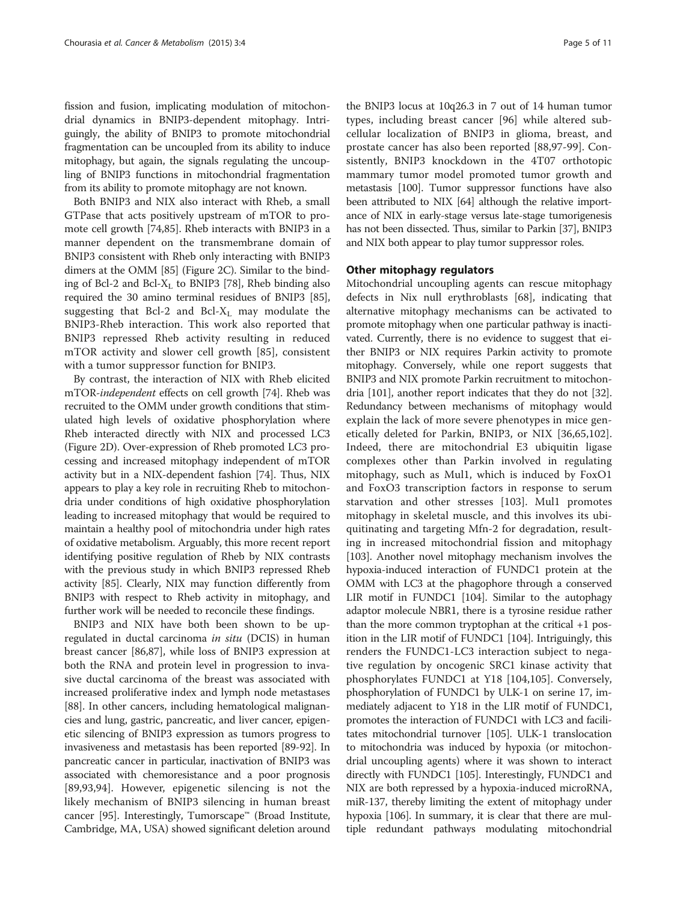fission and fusion, implicating modulation of mitochondrial dynamics in BNIP3-dependent mitophagy. Intriguingly, the ability of BNIP3 to promote mitochondrial fragmentation can be uncoupled from its ability to induce mitophagy, but again, the signals regulating the uncoupling of BNIP3 functions in mitochondrial fragmentation from its ability to promote mitophagy are not known.

Both BNIP3 and NIX also interact with Rheb, a small GTPase that acts positively upstream of mTOR to promote cell growth [74,85]. Rheb interacts with BNIP3 in a manner dependent on the transmembrane domain of BNIP3 consistent with Rheb only interacting with BNIP3 dimers at the OMM [85] (Figure 2C). Similar to the binding of Bcl-2 and Bcl-$X_L$ to BNIP3 [78], Rheb binding also required the 30 amino terminal residues of BNIP3 [85], suggesting that Bcl-2 and Bcl-$X_L$ may modulate the BNIP3-Rheb interaction. This work also reported that BNIP3 repressed Rheb activity resulting in reduced mTOR activity and slower cell growth [85], consistent with a tumor suppressor function for BNIP3.

By contrast, the interaction of NIX with Rheb elicited mTOR-*independent* effects on cell growth [74]. Rheb was recruited to the OMM under growth conditions that stimulated high levels of oxidative phosphorylation where Rheb interacted directly with NIX and processed LC3 (Figure 2D). Over-expression of Rheb promoted LC3 processing and increased mitophagy independent of mTOR activity but in a NIX-dependent fashion [74]. Thus, NIX appears to play a key role in recruiting Rheb to mitochondria under conditions of high oxidative phosphorylation leading to increased mitophagy that would be required to maintain a healthy pool of mitochondria under high rates of oxidative metabolism. Arguably, this more recent report identifying positive regulation of Rheb by NIX contrasts with the previous study in which BNIP3 repressed Rheb activity [85]. Clearly, NIX may function differently from BNIP3 with respect to Rheb activity in mitophagy, and further work will be needed to reconcile these findings.

BNIP3 and NIX have both been shown to be upregulated in ductal carcinoma *in situ* (DCIS) in human breast cancer [86,87], while loss of BNIP3 expression at both the RNA and protein level in progression to invasive ductal carcinoma of the breast was associated with increased proliferative index and lymph node metastases [88]. In other cancers, including hematological malignancies and lung, gastric, pancreatic, and liver cancer, epigenetic silencing of BNIP3 expression as tumors progress to invasiveness and metastasis has been reported [89-92]. In pancreatic cancer in particular, inactivation of BNIP3 was associated with chemoresistance and a poor prognosis [89,93,94]. However, epigenetic silencing is not the likely mechanism of BNIP3 silencing in human breast cancer [95]. Interestingly, Tumorscape™ (Broad Institute, Cambridge, MA, USA) showed significant deletion around the BNIP3 locus at 10q26.3 in 7 out of 14 human tumor types, including breast cancer [96] while altered subcellular localization of BNIP3 in glioma, breast, and prostate cancer has also been reported [88,97-99]. Consistently, BNIP3 knockdown in the 4T07 orthotopic mammary tumor model promoted tumor growth and metastasis [100]. Tumor suppressor functions have also been attributed to NIX [64] although the relative importance of NIX in early-stage versus late-stage tumorigenesis has not been dissected. Thus, similar to Parkin [37], BNIP3 and NIX both appear to play tumor suppressor roles.

## Other mitophagy regulators

Mitochondrial uncoupling agents can rescue mitophagy defects in Nix null erythroblasts [68], indicating that alternative mitophagy mechanisms can be activated to promote mitophagy when one particular pathway is inactivated. Currently, there is no evidence to suggest that either BNIP3 or NIX requires Parkin activity to promote mitophagy. Conversely, while one report suggests that BNIP3 and NIX promote Parkin recruitment to mitochondria [101], another report indicates that they do not [32]. Redundancy between mechanisms of mitophagy would explain the lack of more severe phenotypes in mice genetically deleted for Parkin, BNIP3, or NIX [36,65,102]. Indeed, there are mitochondrial E3 ubiquitin ligase complexes other than Parkin involved in regulating mitophagy, such as Mul1, which is induced by FoxO1 and FoxO3 transcription factors in response to serum starvation and other stresses [103]. Mul1 promotes mitophagy in skeletal muscle, and this involves its ubiquitinating and targeting Mfn-2 for degradation, resulting in increased mitochondrial fission and mitophagy [103]. Another novel mitophagy mechanism involves the hypoxia-induced interaction of FUNDC1 protein at the OMM with LC3 at the phagophore through a conserved LIR motif in FUNDC1 [104]. Similar to the autophagy adaptor molecule NBR1, there is a tyrosine residue rather than the more common tryptophan at the critical +1 position in the LIR motif of FUNDC1 [104]. Intriguingly, this renders the FUNDC1-LC3 interaction subject to negative regulation by oncogenic SRC1 kinase activity that phosphorylates FUNDC1 at Y18 [104,105]. Conversely, phosphorylation of FUNDC1 by ULK-1 on serine 17, immediately adjacent to Y18 in the LIR motif of FUNDC1, promotes the interaction of FUNDC1 with LC3 and facilitates mitochondrial turnover [105]. ULK-1 translocation to mitochondria was induced by hypoxia (or mitochondrial uncoupling agents) where it was shown to interact directly with FUNDC1 [105]. Interestingly, FUNDC1 and NIX are both repressed by a hypoxia-induced microRNA, miR-137, thereby limiting the extent of mitophagy under hypoxia [106]. In summary, it is clear that there are multiple redundant pathways modulating mitochondrial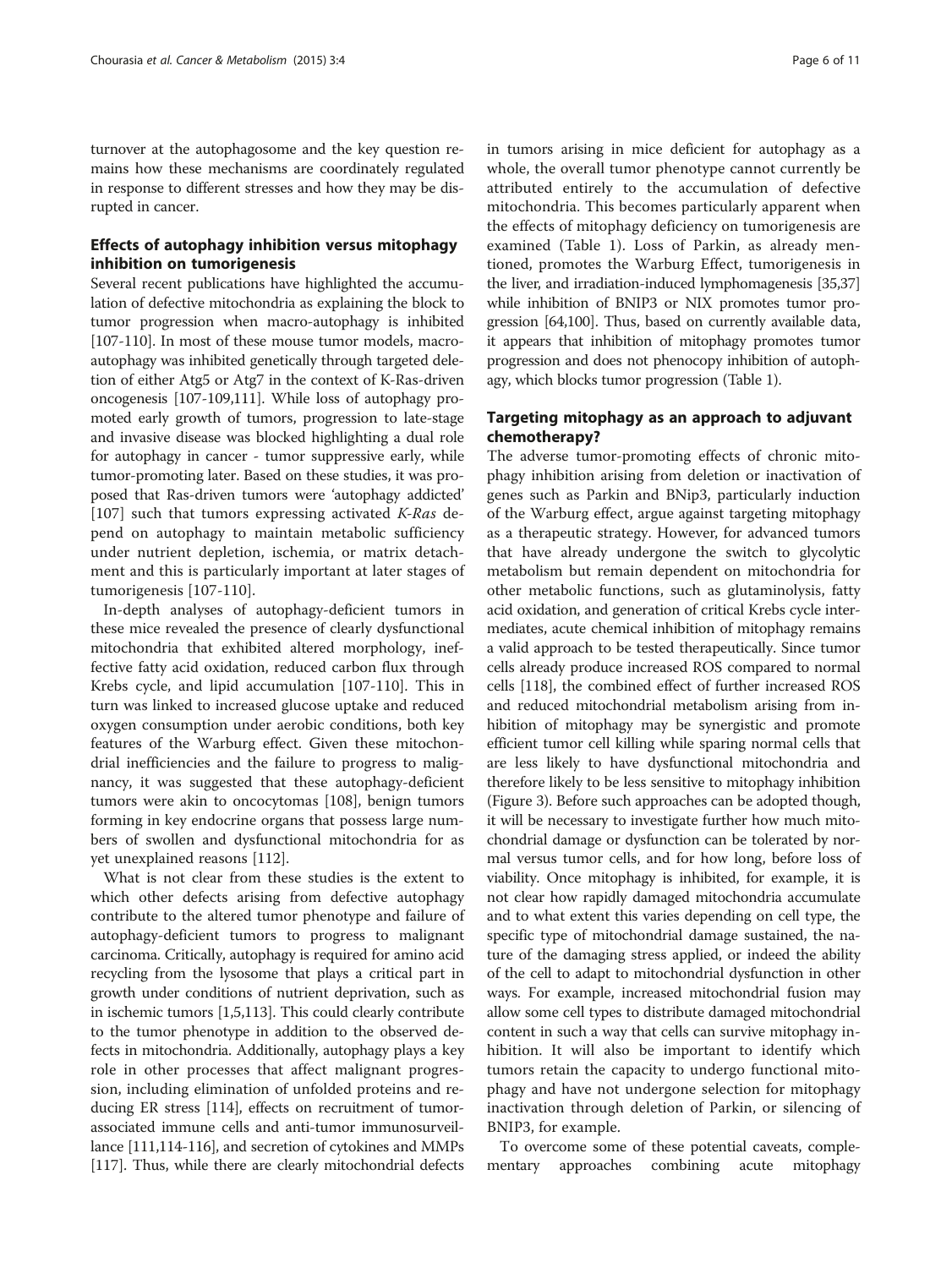turnover at the autophagosome and the key question remains how these mechanisms are coordinately regulated in response to different stresses and how they may be disrupted in cancer.

## Effects of autophagy inhibition versus mitophagy inhibition on tumorigenesis

Several recent publications have highlighted the accumulation of defective mitochondria as explaining the block to tumor progression when macro-autophagy is inhibited [107-110]. In most of these mouse tumor models, macro-autophagy was inhibited genetically through targeted deletion of either Atg5 or Atg7 in the context of K-Ras-driven oncogenesis [107-109,111]. While loss of autophagy promoted early growth of tumors, progression to late-stage and invasive disease was blocked highlighting a dual role for autophagy in cancer - tumor suppressive early, while tumor-promoting later. Based on these studies, it was proposed that Ras-driven tumors were 'autophagy addicted' [107] such that tumors expressing activated *K-Ras* depend on autophagy to maintain metabolic sufficiency under nutrient depletion, ischemia, or matrix detachment and this is particularly important at later stages of tumorigenesis [107-110].

In-depth analyses of autophagy-deficient tumors in these mice revealed the presence of clearly dysfunctional mitochondria that exhibited altered morphology, ineffective fatty acid oxidation, reduced carbon flux through Krebs cycle, and lipid accumulation [107-110]. This in turn was linked to increased glucose uptake and reduced oxygen consumption under aerobic conditions, both key features of the Warburg effect. Given these mitochondrial inefficiencies and the failure to progress to malignancy, it was suggested that these autophagy-deficient tumors were akin to oncocytomas [108], benign tumors forming in key endocrine organs that possess large numbers of swollen and dysfunctional mitochondria for as yet unexplained reasons [112].

What is not clear from these studies is the extent to which other defects arising from defective autophagy contribute to the altered tumor phenotype and failure of autophagy-deficient tumors to progress to malignant carcinoma. Critically, autophagy is required for amino acid recycling from the lysosome that plays a critical part in growth under conditions of nutrient deprivation, such as in ischemic tumors [1,5,113]. This could clearly contribute to the tumor phenotype in addition to the observed defects in mitochondria. Additionally, autophagy plays a key role in other processes that affect malignant progression, including elimination of unfolded proteins and reducing ER stress [114], effects on recruitment of tumor-associated immune cells and anti-tumor immunosurveillance [111,114-116], and secretion of cytokines and MMPs [117]. Thus, while there are clearly mitochondrial defects in tumors arising in mice deficient for autophagy as a whole, the overall tumor phenotype cannot currently be attributed entirely to the accumulation of defective mitochondria. This becomes particularly apparent when the effects of mitophagy deficiency on tumorigenesis are examined (Table 1). Loss of Parkin, as already mentioned, promotes the Warburg Effect, tumorigenesis in the liver, and irradiation-induced lymphomagenesis [35,37] while inhibition of BNIP3 or NIX promotes tumor progression [64,100]. Thus, based on currently available data, it appears that inhibition of mitophagy promotes tumor progression and does not phenocopy inhibition of autophagy, which blocks tumor progression (Table 1).

## Targeting mitophagy as an approach to adjuvant chemotherapy?

The adverse tumor-promoting effects of chronic mitophagy inhibition arising from deletion or inactivation of genes such as Parkin and BNip3, particularly induction of the Warburg effect, argue against targeting mitophagy as a therapeutic strategy. However, for advanced tumors that have already undergone the switch to glycolytic metabolism but remain dependent on mitochondria for other metabolic functions, such as glutaminolysis, fatty acid oxidation, and generation of critical Krebs cycle intermediates, acute chemical inhibition of mitophagy remains a valid approach to be tested therapeutically. Since tumor cells already produce increased ROS compared to normal cells [118], the combined effect of further increased ROS and reduced mitochondrial metabolism arising from inhibition of mitophagy may be synergistic and promote efficient tumor cell killing while sparing normal cells that are less likely to have dysfunctional mitochondria and therefore likely to be less sensitive to mitophagy inhibition (Figure 3). Before such approaches can be adopted though, it will be necessary to investigate further how much mitochondrial damage or dysfunction can be tolerated by normal versus tumor cells, and for how long, before loss of viability. Once mitophagy is inhibited, for example, it is not clear how rapidly damaged mitochondria accumulate and to what extent this varies depending on cell type, the specific type of mitochondrial damage sustained, the nature of the damaging stress applied, or indeed the ability of the cell to adapt to mitochondrial dysfunction in other ways. For example, increased mitochondrial fusion may allow some cell types to distribute damaged mitochondrial content in such a way that cells can survive mitophagy inhibition. It will also be important to identify which tumors retain the capacity to undergo functional mitophagy and have not undergone selection for mitophagy inactivation through deletion of Parkin, or silencing of BNIP3, for example.

To overcome some of these potential caveats, complementary approaches combining acute mitophagy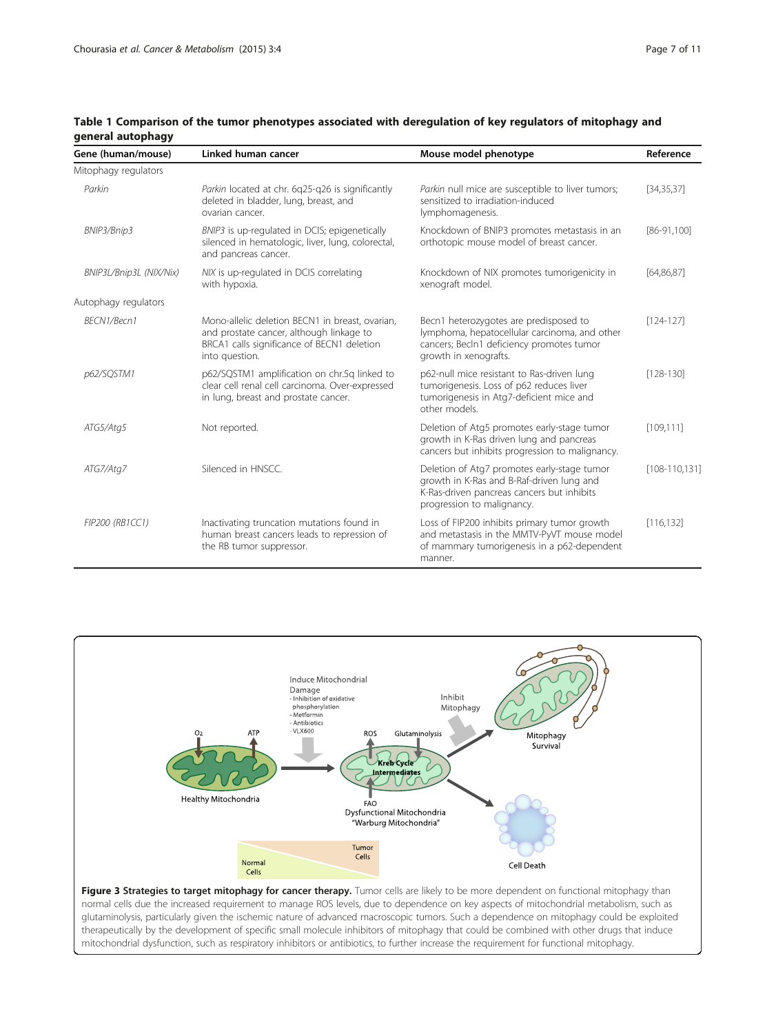**Table 1 Comparison of the tumor phenotypes associated with deregulation of key regulators of mitophagy and general autophagy**

| Gene (human/mouse) | Linked human cancer | Mouse model phenotype | Reference |
|---|---|---|---|
| Mitophagy regulators | | | |
| *Parkin* | *Parkin* located at chr. 6q25-q26 is significantly deleted in bladder, lung, breast, and ovarian cancer. | *Parkin* null mice are susceptible to liver tumors; sensitized to irradiation-induced lymphomagenesis. | [34,35,37] |
| *BNIP3/Bnip3* | *BNIP3* is up-regulated in DCIS; epigenetically silenced in hematologic, liver, lung, colorectal, and pancreas cancer. | Knockdown of BNIP3 promotes metastasis in an orthotopic mouse model of breast cancer. | [86-91,100] |
| *BNIP3L/Bnip3L (NIX/Nix)* | *NIX* is up-regulated in DCIS correlating with hypoxia. | Knockdown of NIX promotes tumorigenicity in xenograft model. | [64,86,87] |
| Autophagy regulators | | | |
| *BECN1/Becn1* | Mono-allelic deletion BECN1 in breast, ovarian, and prostate cancer, although linkage to BRCA1 calls significance of BECN1 deletion into question. | Becn1 heterozygotes are predisposed to lymphoma, hepatocellular carcinoma, and other cancers; Becln1 deficiency promotes tumor growth in xenografts. | [124-127] |
| *p62/SQSTM1* | p62/SQSTM1 amplification on chr.5q linked to clear cell renal cell carcinoma. Over-expressed in lung, breast and prostate cancer. | p62-null mice resistant to Ras-driven lung tumorigenesis. Loss of p62 reduces liver tumorigenesis in Atg7-deficient mice and other models. | [128-130] |
| *ATG5/Atg5* | Not reported. | Deletion of Atg5 promotes early-stage tumor growth in K-Ras driven lung and pancreas cancers but inhibits progression to malignancy. | [109,111] |
| *ATG7/Atg7* | Silenced in HNSCC. | Deletion of Atg7 promotes early-stage tumor growth in K-Ras and B-Raf-driven lung and K-Ras-driven pancreas cancers but inhibits progression to malignancy. | [108-110,131] |
| *FIP200 (RB1CC1)* | Inactivating truncation mutations found in human breast cancers leads to repression of the RB tumor suppressor. | Loss of FIP200 inhibits primary tumor growth and metastasis in the MMTV-PyVT mouse model of mammary tumorigenesis in a p62-dependent manner. | [116,132] |

**Figure 3 Strategies to target mitophagy for cancer therapy.** Tumor cells are likely to be more dependent on functional mitophagy than normal cells due the increased requirement to manage ROS levels, due to dependence on key aspects of mitochondrial metabolism, such as glutaminolysis, particularly given the ischemic nature of advanced macroscopic tumors. Such a dependence on mitophagy could be exploited therapeutically by the development of specific small molecule inhibitors of mitophagy that could be combined with other drugs that induce mitochondrial dysfunction, such as respiratory inhibitors or antibiotics, to further increase the requirement for functional mitophagy.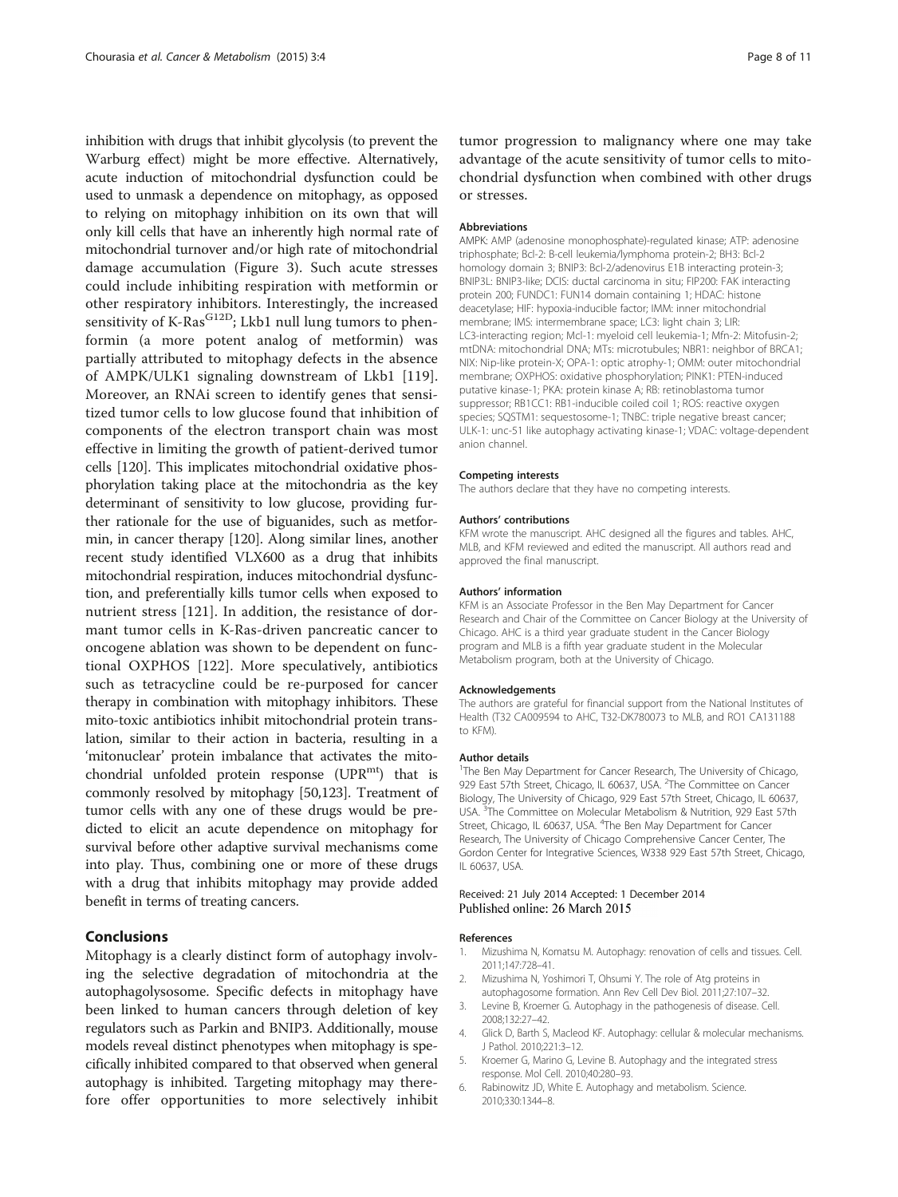inhibition with drugs that inhibit glycolysis (to prevent the Warburg effect) might be more effective. Alternatively, acute induction of mitochondrial dysfunction could be used to unmask a dependence on mitophagy, as opposed to relying on mitophagy inhibition on its own that will only kill cells that have an inherently high normal rate of mitochondrial turnover and/or high rate of mitochondrial damage accumulation (Figure 3). Such acute stresses could include inhibiting respiration with metformin or other respiratory inhibitors. Interestingly, the increased sensitivity of K-Ras$^{G12D}$; Lkb1 null lung tumors to phenformin (a more potent analog of metformin) was partially attributed to mitophagy defects in the absence of AMPK/ULK1 signaling downstream of Lkb1 [119]. Moreover, an RNAi screen to identify genes that sensitized tumor cells to low glucose found that inhibition of components of the electron transport chain was most effective in limiting the growth of patient-derived tumor cells [120]. This implicates mitochondrial oxidative phosphorylation taking place at the mitochondria as the key determinant of sensitivity to low glucose, providing further rationale for the use of biguanides, such as metformin, in cancer therapy [120]. Along similar lines, another recent study identified VLX600 as a drug that inhibits mitochondrial respiration, induces mitochondrial dysfunction, and preferentially kills tumor cells when exposed to nutrient stress [121]. In addition, the resistance of dormant tumor cells in K-Ras-driven pancreatic cancer to oncogene ablation was shown to be dependent on functional OXPHOS [122]. More speculatively, antibiotics such as tetracycline could be re-purposed for cancer therapy in combination with mitophagy inhibitors. These mito-toxic antibiotics inhibit mitochondrial protein translation, similar to their action in bacteria, resulting in a 'mitonuclear' protein imbalance that activates the mitochondrial unfolded protein response (UPR$^{mt}$) that is commonly resolved by mitophagy [50,123]. Treatment of tumor cells with any one of these drugs would be predicted to elicit an acute dependence on mitophagy for survival before other adaptive survival mechanisms come into play. Thus, combining one or more of these drugs with a drug that inhibits mitophagy may provide added benefit in terms of treating cancers.

## Conclusions

Mitophagy is a clearly distinct form of autophagy involving the selective degradation of mitochondria at the autophagolysosome. Specific defects in mitophagy have been linked to human cancers through deletion of key regulators such as Parkin and BNIP3. Additionally, mouse models reveal distinct phenotypes when mitophagy is specifically inhibited compared to that observed when general autophagy is inhibited. Targeting mitophagy may therefore offer opportunities to more selectively inhibit tumor progression to malignancy where one may take advantage of the acute sensitivity of tumor cells to mitochondrial dysfunction when combined with other drugs or stresses.

#### Abbreviations

AMPK: AMP (adenosine monophosphate)-regulated kinase; ATP: adenosine triphosphate; Bcl-2: B-cell leukemia/lymphoma protein-2; BH3: Bcl-2 homology domain 3; BNIP3: Bcl-2/adenovirus E1B interacting protein-3; BNIP3L: BNIP3-like; DCIS: ductal carcinoma in situ; FIP200: FAK interacting protein 200; FUNDC1: FUN14 domain containing 1; HDAC: histone deacetylase; HIF: hypoxia-inducible factor; IMM: inner mitochondrial membrane; IMS: intermembrane space; LC3: light chain 3; LIR: LC3-interacting region; Mcl-1: myeloid cell leukemia-1; Mfn-2: Mitofusin-2; mtDNA: mitochondrial DNA; MTs: microtubules; NBR1: neighbor of BRCA1; NIX: Nip-like protein-X; OPA-1: optic atrophy-1; OMM: outer mitochondrial membrane; OXPHOS: oxidative phosphorylation; PINK1: PTEN-induced putative kinase-1; PKA: protein kinase A; RB: retinoblastoma tumor suppressor; RB1CC1: RB1-inducible coiled coil 1; ROS: reactive oxygen species; SQSTM1: sequestosome-1; TNBC: triple negative breast cancer; ULK-1: unc-51 like autophagy activating kinase-1; VDAC: voltage-dependent anion channel.

#### Competing interests

The authors declare that they have no competing interests.

#### Authors' contributions

KFM wrote the manuscript. AHC designed all the figures and tables. AHC, MLB, and KFM reviewed and edited the manuscript. All authors read and approved the final manuscript.

#### Authors' information

KFM is an Associate Professor in the Ben May Department for Cancer Research and Chair of the Committee on Cancer Biology at the University of Chicago. AHC is a third year graduate student in the Cancer Biology program and MLB is a fifth year graduate student in the Molecular Metabolism program, both at the University of Chicago.

#### Acknowledgements

The authors are grateful for financial support from the National Institutes of Health (T32 CA009594 to AHC, T32-DK780073 to MLB, and RO1 CA131188 to KFM).

#### Author details

[1]The Ben May Department for Cancer Research, The University of Chicago, 929 East 57th Street, Chicago, IL 60637, USA. [2]The Committee on Cancer Biology, The University of Chicago, 929 East 57th Street, Chicago, IL 60637, USA. [3]The Committee on Molecular Metabolism & Nutrition, 929 East 57th Street, Chicago, IL 60637, USA. [4]The Ben May Department for Cancer Research, The University of Chicago Comprehensive Cancer Center, The Gordon Center for Integrative Sciences, W338 929 East 57th Street, Chicago, IL 60637, USA.

Received: 21 July 2014 Accepted: 1 December 2014
Published online: 26 March 2015

#### References

1. Mizushima N, Komatsu M. Autophagy: renovation of cells and tissues. Cell. 2011;147:728–41.
2. Mizushima N, Yoshimori T, Ohsumi Y. The role of Atg proteins in autophagosome formation. Ann Rev Cell Dev Biol. 2011;27:107–32.
3. Levine B, Kroemer G. Autophagy in the pathogenesis of disease. Cell. 2008;132:27–42.
4. Glick D, Barth S, Macleod KF. Autophagy: cellular & molecular mechanisms. J Pathol. 2010;221:3–12.
5. Kroemer G, Marino G, Levine B. Autophagy and the integrated stress response. Mol Cell. 2010;40:280–93.
6. Rabinowitz JD, White E. Autophagy and metabolism. Science. 2010;330:1344–8.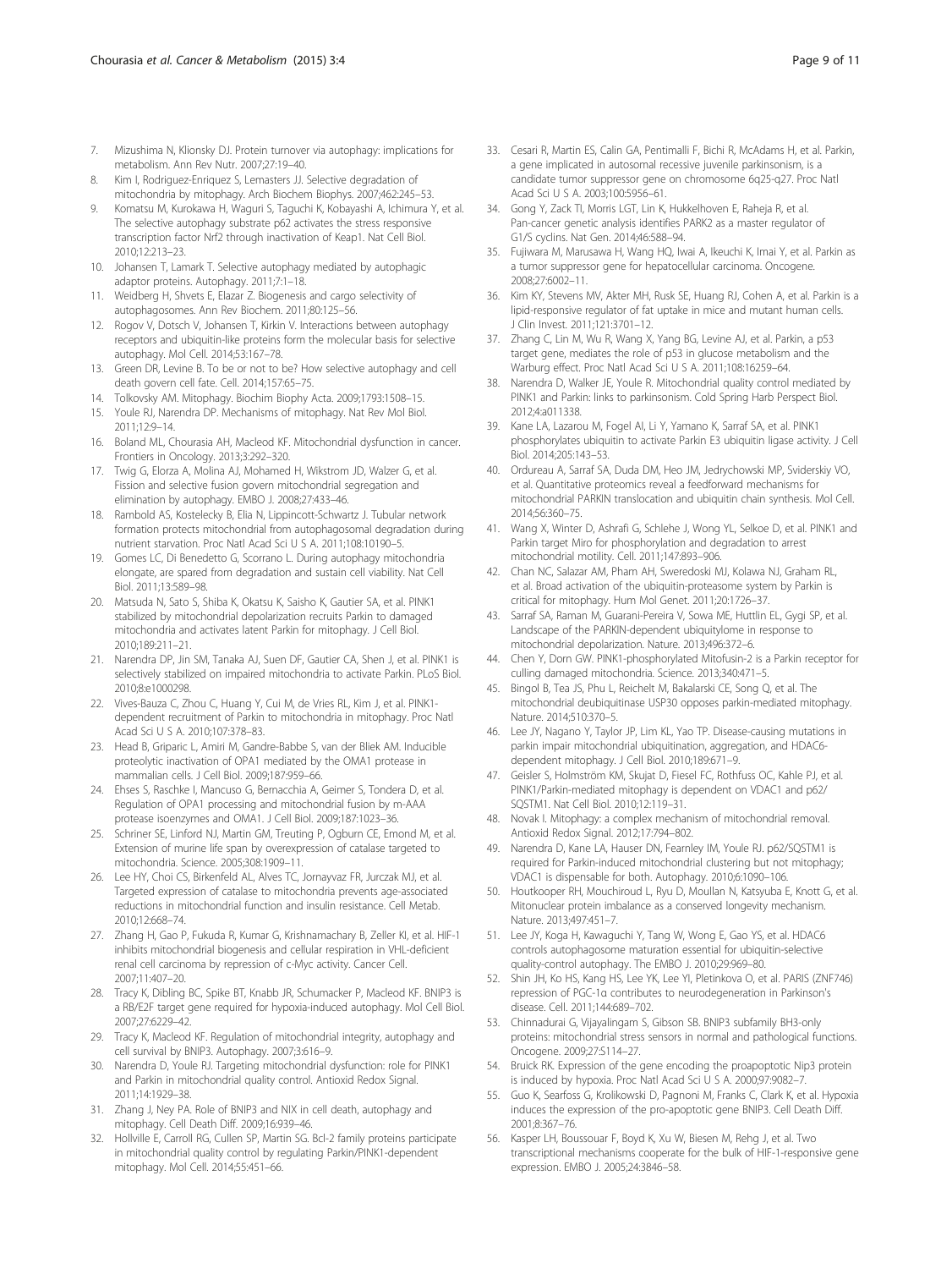7. Mizushima N, Klionsky DJ. Protein turnover via autophagy: implications for metabolism. Ann Rev Nutr. 2007;27:19–40.
8. Kim I, Rodriguez-Enriquez S, Lemasters JJ. Selective degradation of mitochondria by mitophagy. Arch Biochem Biophys. 2007;462:245–53.
9. Komatsu M, Kurokawa H, Waguri S, Taguchi K, Kobayashi A, Ichimura Y, et al. The selective autophagy substrate p62 activates the stress responsive transcription factor Nrf2 through inactivation of Keap1. Nat Cell Biol. 2010;12:213–23.
10. Johansen T, Lamark T. Selective autophagy mediated by autophagic adaptor proteins. Autophagy. 2011;7:1–18.
11. Weidberg H, Shvets E, Elazar Z. Biogenesis and cargo selectivity of autophagosomes. Ann Rev Biochem. 2011;80:125–56.
12. Rogov V, Dotsch V, Johansen T, Kirkin V. Interactions between autophagy receptors and ubiquitin-like proteins form the molecular basis for selective autophagy. Mol Cell. 2014;53:167–78.
13. Green DR, Levine B. To be or not to be? How selective autophagy and cell death govern cell fate. Cell. 2014;157:65–75.
14. Tolkovsky AM. Mitophagy. Biochim Biophy Acta. 2009;1793:1508–15.
15. Youle RJ, Narendra DP. Mechanisms of mitophagy. Nat Rev Mol Biol. 2011;12:9–14.
16. Boland ML, Chourasia AH, Macleod KF. Mitochondrial dysfunction in cancer. Frontiers in Oncology. 2013;3:292–320.
17. Twig G, Elorza A, Molina AJ, Mohamed H, Wikstrom JD, Walzer G, et al. Fission and selective fusion govern mitochondrial segregation and elimination by autophagy. EMBO J. 2008;27:433–46.
18. Rambold AS, Kostelecky B, Elia N, Lippincott-Schwartz J. Tubular network formation protects mitochondrial from autophagosomal degradation during nutrient starvation. Proc Natl Acad Sci U S A. 2011;108:10190–5.
19. Gomes LC, Di Benedetto G, Scorrano L. During autophagy mitochondria elongate, are spared from degradation and sustain cell viability. Nat Cell Biol. 2011;13:589–98.
20. Matsuda N, Sato S, Shiba K, Okatsu K, Saisho K, Gautier SA, et al. PINK1 stabilized by mitochondrial depolarization recruits Parkin to damaged mitochondria and activates latent Parkin for mitophagy. J Cell Biol. 2010;189:211–21.
21. Narendra DP, Jin SM, Tanaka AJ, Suen DF, Gautier CA, Shen J, et al. PINK1 is selectively stabilized on impaired mitochondria to activate Parkin. PLoS Biol. 2010;8:e1000298.
22. Vives-Bauza C, Zhou C, Huang Y, Cui M, de Vries RL, Kim J, et al. PINK1-dependent recruitment of Parkin to mitochondria in mitophagy. Proc Natl Acad Sci U S A. 2010;107:378–83.
23. Head B, Griparic L, Amiri M, Gandre-Babbe S, van der Bliek AM. Inducible proteolytic inactivation of OPA1 mediated by the OMA1 protease in mammalian cells. J Cell Biol. 2009;187:959–66.
24. Ehses S, Raschke I, Mancuso G, Bernacchia A, Geimer S, Tondera D, et al. Regulation of OPA1 processing and mitochondrial fusion by m-AAA protease isoenzymes and OMA1. J Cell Biol. 2009;187:1023–36.
25. Schriner SE, Linford NJ, Martin GM, Treuting P, Ogburn CE, Emond M, et al. Extension of murine life span by overexpression of catalase targeted to mitochondria. Science. 2005;308:1909–11.
26. Lee HY, Choi CS, Birkenfeld AL, Alves TC, Jornayvaz FR, Jurczak MJ, et al. Targeted expression of catalase to mitochondria prevents age-associated reductions in mitochondrial function and insulin resistance. Cell Metab. 2010;12:668–74.
27. Zhang H, Gao P, Fukuda R, Kumar G, Krishnamachary B, Zeller KI, et al. HIF-1 inhibits mitochondrial biogenesis and cellular respiration in VHL-deficient renal cell carcinoma by repression of c-Myc activity. Cancer Cell. 2007;11:407–20.
28. Tracy K, Dibling BC, Spike BT, Knabb JR, Schumacker P, Macleod KF. BNIP3 is a RB/E2F target gene required for hypoxia-induced autophagy. Mol Cell Biol. 2007;27:6229–42.
29. Tracy K, Macleod KF. Regulation of mitochondrial integrity, autophagy and cell survival by BNIP3. Autophagy. 2007;3:616–9.
30. Narendra D, Youle RJ. Targeting mitochondrial dysfunction: role for PINK1 and Parkin in mitochondrial quality control. Antioxid Redox Signal. 2011;14:1929–38.
31. Zhang J, Ney PA. Role of BNIP3 and NIX in cell death, autophagy and mitophagy. Cell Death Diff. 2009;16:939–46.
32. Hollville E, Carroll RG, Cullen SP, Martin SG. Bcl-2 family proteins participate in mitochondrial quality control by regulating Parkin/PINK1-dependent mitophagy. Mol Cell. 2014;55:451–66.
33. Cesari R, Martin ES, Calin GA, Pentimalli F, Bichi R, McAdams H, et al. Parkin, a gene implicated in autosomal recessive juvenile parkinsonism, is a candidate tumor suppressor gene on chromosome 6q25-q27. Proc Natl Acad Sci U S A. 2003;100:5956–61.
34. Gong Y, Zack TI, Morris LGT, Lin K, Hukkelhoven E, Raheja R, et al. Pan-cancer genetic analysis identifies PARK2 as a master regulator of G1/S cyclins. Nat Gen. 2014;46:588–94.
35. Fujiwara M, Marusawa H, Wang HQ, Iwai A, Ikeuchi K, Imai Y, et al. Parkin as a tumor suppressor gene for hepatocellular carcinoma. Oncogene. 2008;27:6002–11.
36. Kim KY, Stevens MV, Akter MH, Rusk SE, Huang RJ, Cohen A, et al. Parkin is a lipid-responsive regulator of fat uptake in mice and mutant human cells. J Clin Invest. 2011;121:3701–12.
37. Zhang C, Lin M, Wu R, Wang X, Yang BG, Levine AJ, et al. Parkin, a p53 target gene, mediates the role of p53 in glucose metabolism and the Warburg effect. Proc Natl Acad Sci U S A. 2011;108:16259–64.
38. Narendra D, Walker JE, Youle R. Mitochondrial quality control mediated by PINK1 and Parkin: links to parkinsonism. Cold Spring Harb Perspect Biol. 2012;4:a011338.
39. Kane LA, Lazarou M, Fogel AI, Li Y, Yamano K, Sarraf SA, et al. PINK1 phosphorylates ubiquitin to activate Parkin E3 ubiquitin ligase activity. J Cell Biol. 2014;205:143–53.
40. Ordureau A, Sarraf SA, Duda DM, Heo JM, Jedrychowski MP, Sviderskiy VO, et al. Quantitative proteomics reveal a feedforward mechanisms for mitochondrial PARKIN translocation and ubiquitin chain synthesis. Mol Cell. 2014;56:360–75.
41. Wang X, Winter D, Ashrafi G, Schlehe J, Wong YL, Selkoe D, et al. PINK1 and Parkin target Miro for phosphorylation and degradation to arrest mitochondrial motility. Cell. 2011;147:893–906.
42. Chan NC, Salazar AM, Pham AH, Sweredoski MJ, Kolawa NJ, Graham RL, et al. Broad activation of the ubiquitin-proteasome system by Parkin is critical for mitophagy. Hum Mol Genet. 2011;20:1726–37.
43. Sarraf SA, Raman M, Guarani-Pereira V, Sowa ME, Huttlin EL, Gygi SP, et al. Landscape of the PARKIN-dependent ubiquitylome in response to mitochondrial depolarization. Nature. 2013;496:372–6.
44. Chen Y, Dorn GW. PINK1-phosphorylated Mitofusin-2 is a Parkin receptor for culling damaged mitochondria. Science. 2013;340:471–5.
45. Bingol B, Tea JS, Phu L, Reichelt M, Bakalarski CE, Song Q, et al. The mitochondrial deubiquitinase USP30 opposes parkin-mediated mitophagy. Nature. 2014;510:370–5.
46. Lee JY, Nagano Y, Taylor JP, Lim KL, Yao TP. Disease-causing mutations in parkin impair mitochondrial ubiquitination, aggregation, and HDAC6-dependent mitophagy. J Cell Biol. 2010;189:671–9.
47. Geisler S, Holmström KM, Skujat D, Fiesel FC, Rothfuss OC, Kahle PJ, et al. PINK1/Parkin-mediated mitophagy is dependent on VDAC1 and p62/SQSTM1. Nat Cell Biol. 2010;12:119–31.
48. Novak I. Mitophagy: a complex mechanism of mitochondrial removal. Antioxid Redox Signal. 2012;17:794–802.
49. Narendra D, Kane LA, Hauser DN, Fearnley IM, Youle RJ. p62/SQSTM1 is required for Parkin-induced mitochondrial clustering but not mitophagy; VDAC1 is dispensable for both. Autophagy. 2010;6:1090–106.
50. Houtkooper RH, Mouchiroud L, Ryu D, Moullan N, Katsyuba E, Knott G, et al. Mitonuclear protein imbalance as a conserved longevity mechanism. Nature. 2013;497:451–7.
51. Lee JY, Koga H, Kawaguchi Y, Tang W, Wong E, Gao YS, et al. HDAC6 controls autophagosome maturation essential for ubiquitin-selective quality-control autophagy. The EMBO J. 2010;29:969–80.
52. Shin JH, Ko HS, Kang HS, Lee YK, Lee YI, Pletinkova O, et al. PARIS (ZNF746) repression of PGC-1α contributes to neurodegeneration in Parkinson's disease. Cell. 2011;144:689–702.
53. Chinnadurai G, Vijayalingam S, Gibson SB. BNIP3 subfamily BH3-only proteins: mitochondrial stress sensors in normal and pathological functions. Oncogene. 2009;27:S114–27.
54. Bruick RK. Expression of the gene encoding the proapoptotic Nip3 protein is induced by hypoxia. Proc Natl Acad Sci U S A. 2000;97:9082–7.
55. Guo K, Searfoss G, Krolikowski D, Pagnoni M, Franks C, Clark K, et al. Hypoxia induces the expression of the pro-apoptotic gene BNIP3. Cell Death Diff. 2001;8:367–76.
56. Kasper LH, Boussouar F, Boyd K, Xu W, Biesen M, Rehg J, et al. Two transcriptional mechanisms cooperate for the bulk of HIF-1-responsive gene expression. EMBO J. 2005;24:3846–58.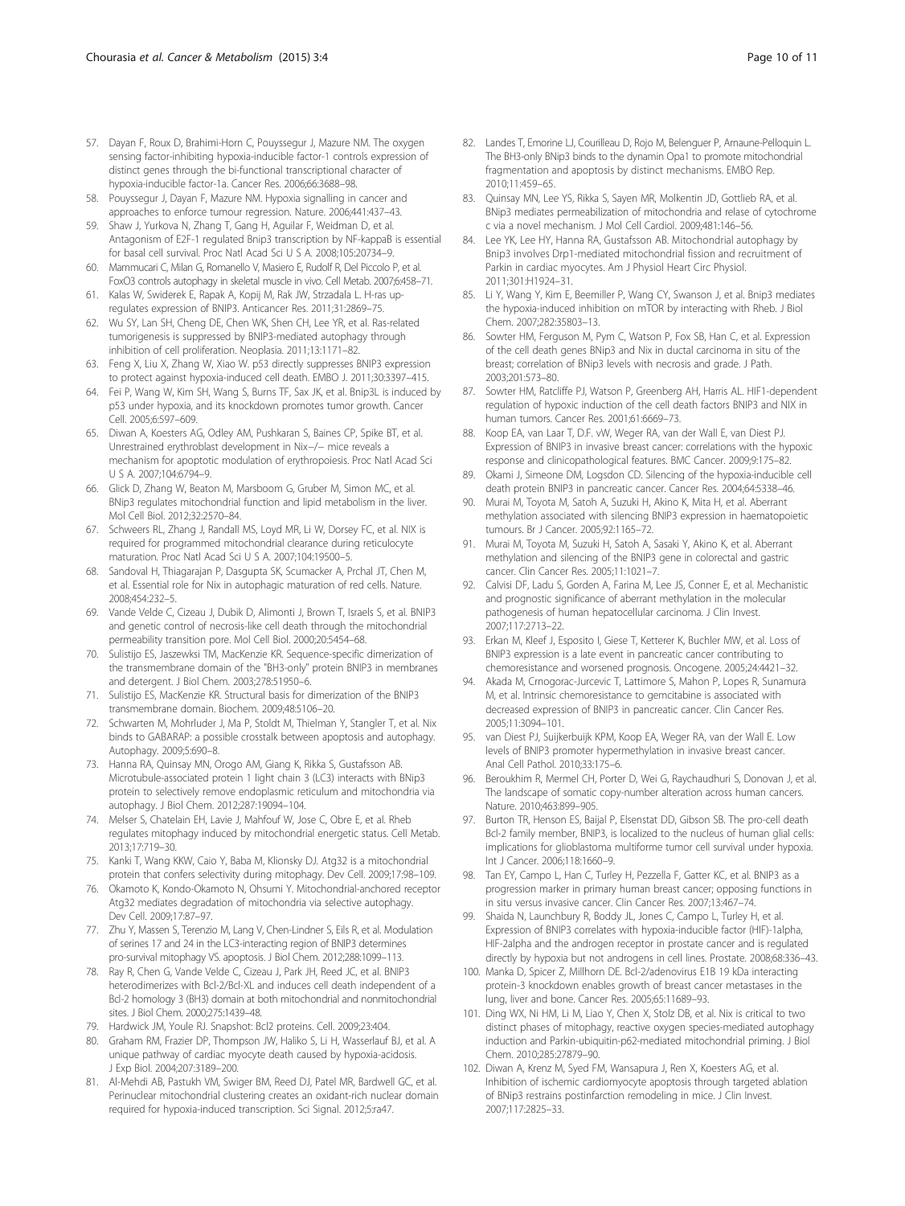57. Dayan F, Roux D, Brahimi-Horn C, Pouyssegur J, Mazure NM. The oxygen sensing factor-inhibiting hypoxia-inducible factor-1 controls expression of distinct genes through the bi-functional transcriptional character of hypoxia-inducible factor-1a. Cancer Res. 2006;66:3688–98.
58. Pouyssegur J, Dayan F, Mazure NM. Hypoxia signalling in cancer and approaches to enforce tumour regression. Nature. 2006;441:437–43.
59. Shaw J, Yurkova N, Zhang T, Gang H, Aguilar F, Weidman D, et al. Antagonism of E2F-1 regulated Bnip3 transcription by NF-kappaB is essential for basal cell survival. Proc Natl Acad Sci U S A. 2008;105:20734–9.
60. Mammucari C, Milan G, Romanello V, Masiero E, Rudolf R, Del Piccolo P, et al. FoxO3 controls autophagy in skeletal muscle in vivo. Cell Metab. 2007;6:458–71.
61. Kalas W, Swiderek E, Rapak A, Kopij M, Rak JW, Strzadala L. H-ras up-regulates expression of BNIP3. Anticancer Res. 2011;31:2869–75.
62. Wu SY, Lan SH, Cheng DE, Chen WK, Shen CH, Lee YR, et al. Ras-related tumorigenesis is suppressed by BNIP3-mediated autophagy through inhibition of cell proliferation. Neoplasia. 2011;13:1171–82.
63. Feng X, Liu X, Zhang W, Xiao W. p53 directly suppresses BNIP3 expression to protect against hypoxia-induced cell death. EMBO J. 2011;30:3397–415.
64. Fei P, Wang W, Kim SH, Wang S, Burns TF, Sax JK, et al. Bnip3L is induced by p53 under hypoxia, and its knockdown promotes tumor growth. Cancer Cell. 2005;6:597–609.
65. Diwan A, Koesters AG, Odley AM, Pushkaran S, Baines CP, Spike BT, et al. Unrestrained erythroblast development in Nix−/− mice reveals a mechanism for apoptotic modulation of erythropoiesis. Proc Natl Acad Sci U S A. 2007;104:6794–9.
66. Glick D, Zhang W, Beaton M, Marsboom G, Gruber M, Simon MC, et al. BNip3 regulates mitochondrial function and lipid metabolism in the liver. Mol Cell Biol. 2012;32:2570–84.
67. Schweers RL, Zhang J, Randall MS, Loyd MR, Li W, Dorsey FC, et al. NIX is required for programmed mitochondrial clearance during reticulocyte maturation. Proc Natl Acad Sci U S A. 2007;104:19500–5.
68. Sandoval H, Thiagarajan P, Dasgupta SK, Scumacker A, Prchal JT, Chen M, et al. Essential role for Nix in autophagic maturation of red cells. Nature. 2008;454:232–5.
69. Vande Velde C, Cizeau J, Dubik D, Alimonti J, Brown T, Israels S, et al. BNIP3 and genetic control of necrosis-like cell death through the mitochondrial permeability transition pore. Mol Cell Biol. 2000;20:5454–68.
70. Sulistijo ES, Jaszewksi TM, MacKenzie KR. Sequence-specific dimerization of the transmembrane domain of the "BH3-only" protein BNIP3 in membranes and detergent. J Biol Chem. 2003;278:51950–6.
71. Sulistijo ES, MacKenzie KR. Structural basis for dimerization of the BNIP3 transmembrane domain. Biochem. 2009;48:5106–20.
72. Schwarten M, Mohrluder J, Ma P, Stoldt M, Thielman Y, Stangler T, et al. Nix binds to GABARAP: a possible crosstalk between apoptosis and autophagy. Autophagy. 2009;5:690–8.
73. Hanna RA, Quinsay MN, Orogo AM, Giang K, Rikka S, Gustafsson AB. Microtubule-associated protein 1 light chain 3 (LC3) interacts with BNip3 protein to selectively remove endoplasmic reticulum and mitochondria via autophagy. J Biol Chem. 2012;287:19094–104.
74. Melser S, Chatelain EH, Lavie J, Mahfouf W, Jose C, Obre E, et al. Rheb regulates mitophagy induced by mitochondrial energetic status. Cell Metab. 2013;17:719–30.
75. Kanki T, Wang KKW, Caio Y, Baba M, Klionsky DJ. Atg32 is a mitochondrial protein that confers selectivity during mitophagy. Dev Cell. 2009;17:98–109.
76. Okamoto K, Kondo-Okamoto N, Ohsumi Y. Mitochondrial-anchored receptor Atg32 mediates degradation of mitochondria via selective autophagy. Dev Cell. 2009;17:87–97.
77. Zhu Y, Massen S, Terenzio M, Lang V, Chen-Lindner S, Eils R, et al. Modulation of serines 17 and 24 in the LC3-interacting region of BNIP3 determines pro-survival mitophagy VS. apoptosis. J Biol Chem. 2012;288:1099–113.
78. Ray R, Chen G, Vande Velde C, Cizeau J, Park JH, Reed JC, et al. BNIP3 heterodimerizes with Bcl-2/Bcl-XL and induces cell death independent of a Bcl-2 homology 3 (BH3) domain at both mitochondrial and nonmitochondrial sites. J Biol Chem. 2000;275:1439–48.
79. Hardwick JM, Youle RJ. Snapshot: Bcl2 proteins. Cell. 2009;23:404.
80. Graham RM, Frazier DP, Thompson JW, Haliko S, Li H, Wasserlauf BJ, et al. A unique pathway of cardiac myocyte death caused by hypoxia-acidosis. J Exp Biol. 2004;207:3189–200.
81. Al-Mehdi AB, Pastukh VM, Swiger BM, Reed DJ, Patel MR, Bardwell GC, et al. Perinuclear mitochondrial clustering creates an oxidant-rich nuclear domain required for hypoxia-induced transcription. Sci Signal. 2012;5:ra47.
82. Landes T, Emorine LJ, Courilleau D, Rojo M, Belenguer P, Arnaune-Pelloquin L. The BH3-only BNip3 binds to the dynamin Opa1 to promote mitochondrial fragmentation and apoptosis by distinct mechanisms. EMBO Rep. 2010;11:459–65.
83. Quinsay MN, Lee YS, Rikka S, Sayen MR, Molkentin JD, Gottlieb RA, et al. BNip3 mediates permeabilization of mitochondria and relase of cytochrome c via a novel mechanism. J Mol Cell Cardiol. 2009;481:146–56.
84. Lee YK, Lee HY, Hanna RA, Gustafsson AB. Mitochondrial autophagy by Bnip3 involves Drp1-mediated mitochondrial fission and recruitment of Parkin in cardiac myocytes. Am J Physiol Heart Circ Physiol. 2011;301:H1924–31.
85. Li Y, Wang Y, Kim E, Beemiller P, Wang CY, Swanson J, et al. Bnip3 mediates the hypoxia-induced inhibition on mTOR by interacting with Rheb. J Biol Chem. 2007;282:35803–13.
86. Sowter HM, Ferguson M, Pym C, Watson P, Fox SB, Han C, et al. Expression of the cell death genes BNip3 and Nix in ductal carcinoma in situ of the breast; correlation of BNip3 levels with necrosis and grade. J Path. 2003;201:573–80.
87. Sowter HM, Ratcliffe PJ, Watson P, Greenberg AH, Harris AL. HIF1-dependent regulation of hypoxic induction of the cell death factors BNIP3 and NIX in human tumors. Cancer Res. 2001;61:6669–73.
88. Koop EA, van Laar T, D.F. vW, Weger RA, van der Wall E, van Diest PJ. Expression of BNIP3 in invasive breast cancer: correlations with the hypoxic response and clinicopathological features. BMC Cancer. 2009;9:175–82.
89. Okami J, Simeone DM, Logsdon CD. Silencing of the hypoxia-inducible cell death protein BNIP3 in pancreatic cancer. Cancer Res. 2004;64:5338–46.
90. Murai M, Toyota M, Satoh A, Suzuki H, Akino K, Mita H, et al. Aberrant methylation associated with silencing BNIP3 expression in haematopoietic tumours. Br J Cancer. 2005;92:1165–72.
91. Murai M, Toyota M, Suzuki H, Satoh A, Sasaki Y, Akino K, et al. Aberrant methylation and silencing of the BNIP3 gene in colorectal and gastric cancer. Clin Cancer Res. 2005;11:1021–7.
92. Calvisi DF, Ladu S, Gorden A, Farina M, Lee JS, Conner E, et al. Mechanistic and prognostic significance of aberrant methylation in the molecular pathogenesis of human hepatocellular carcinoma. J Clin Invest. 2007;117:2713–22.
93. Erkan M, Kleef J, Esposito I, Giese T, Ketterer K, Buchler MW, et al. Loss of BNIP3 expression is a late event in pancreatic cancer contributing to chemoresistance and worsened prognosis. Oncogene. 2005;24:4421–32.
94. Akada M, Crnogorac-Jurcevic T, Lattimore S, Mahon P, Lopes R, Sunamura M, et al. Intrinsic chemoresistance to gemcitabine is associated with decreased expression of BNIP3 in pancreatic cancer. Clin Cancer Res. 2005;11:3094–101.
95. van Diest PJ, Suijkerbuijk KPM, Koop EA, Weger RA, van der Wall E. Low levels of BNIP3 promoter hypermethylation in invasive breast cancer. Anal Cell Pathol. 2010;33:175–6.
96. Beroukhim R, Mermel CH, Porter D, Wei G, Raychaudhuri S, Donovan J, et al. The landscape of somatic copy-number alteration across human cancers. Nature. 2010;463:899–905.
97. Burton TR, Henson ES, Baijal P, Elsenstat DD, Gibson SB. The pro-cell death Bcl-2 family member, BNIP3, is localized to the nucleus of human glial cells: implications for glioblastoma multiforme tumor cell survival under hypoxia. Int J Cancer. 2006;118:1660–9.
98. Tan EY, Campo L, Han C, Turley H, Pezzella F, Gatter KC, et al. BNIP3 as a progression marker in primary human breast cancer; opposing functions in in situ versus invasive cancer. Clin Cancer Res. 2007;13:467–74.
99. Shaida N, Launchbury R, Boddy JL, Jones C, Campo L, Turley H, et al. Expression of BNIP3 correlates with hypoxia-inducible factor (HIF)-1alpha, HIF-2alpha and the androgen receptor in prostate cancer and is regulated directly by hypoxia but not androgens in cell lines. Prostate. 2008;68:336–43.
100. Manka D, Spicer Z, Millhorn DE. Bcl-2/adenovirus E1B 19 kDa interacting protein-3 knockdown enables growth of breast cancer metastases in the lung, liver and bone. Cancer Res. 2005;65:11689–93.
101. Ding WX, Ni HM, Li M, Liao Y, Chen X, Stolz DB, et al. Nix is critical to two distinct phases of mitophagy, reactive oxygen species-mediated autophagy induction and Parkin-ubiquitin-p62-mediated mitochondrial priming. J Biol Chem. 2010;285:27879–90.
102. Diwan A, Krenz M, Syed FM, Wansapura J, Ren X, Koesters AG, et al. Inhibition of ischemic cardiomyocyte apoptosis through targeted ablation of BNip3 restrains postinfarction remodeling in mice. J Clin Invest. 2007;117:2825–33.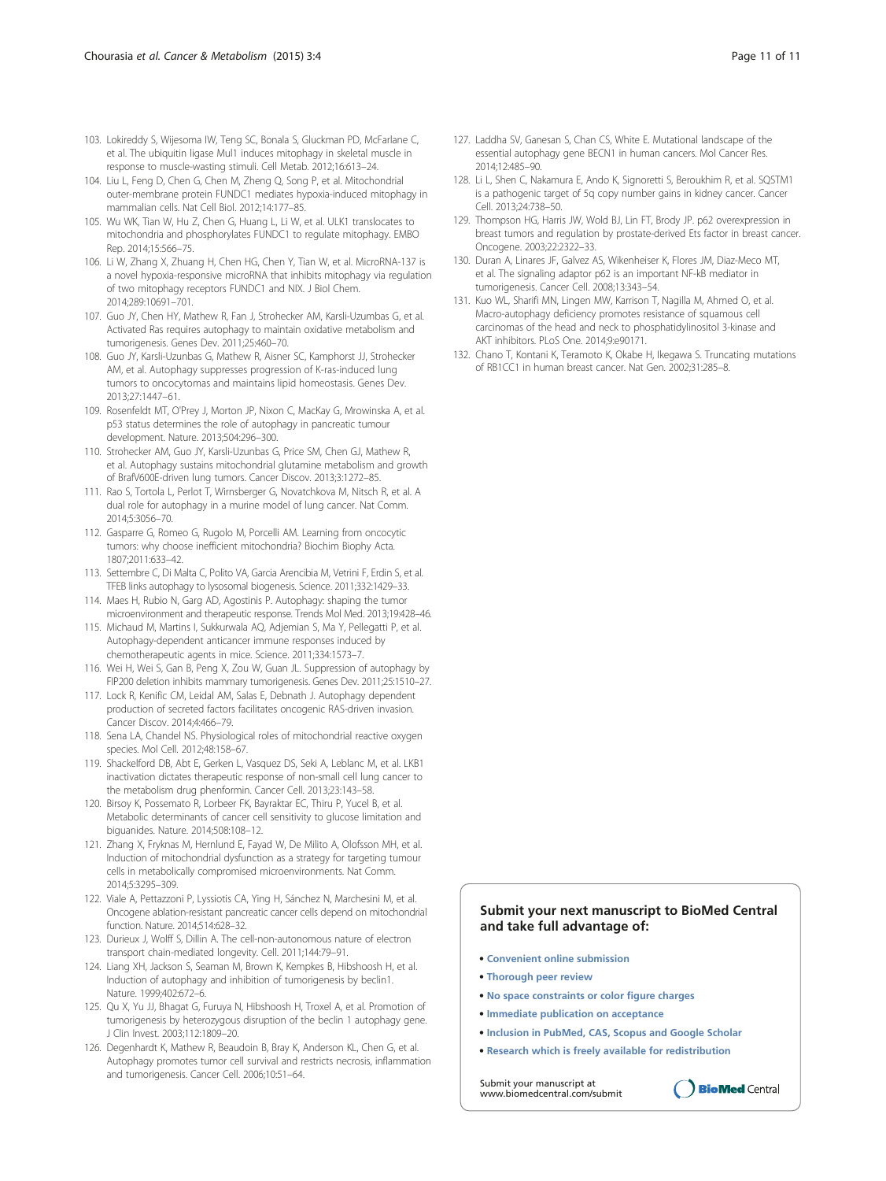103. Lokireddy S, Wijesoma IW, Teng SC, Bonala S, Gluckman PD, McFarlane C, et al. The ubiquitin ligase Mul1 induces mitophagy in skeletal muscle in response to muscle-wasting stimuli. Cell Metab. 2012;16:613–24.
104. Liu L, Feng D, Chen G, Chen M, Zheng Q, Song P, et al. Mitochondrial outer-membrane protein FUNDC1 mediates hypoxia-induced mitophagy in mammalian cells. Nat Cell Biol. 2012;14:177–85.
105. Wu WK, Tian W, Hu Z, Chen G, Huang L, Li W, et al. ULK1 translocates to mitochondria and phosphorylates FUNDC1 to regulate mitophagy. EMBO Rep. 2014;15:566–75.
106. Li W, Zhang X, Zhuang H, Chen HG, Chen Y, Tian W, et al. MicroRNA-137 is a novel hypoxia-responsive microRNA that inhibits mitophagy via regulation of two mitophagy receptors FUNDC1 and NIX. J Biol Chem. 2014;289:10691–701.
107. Guo JY, Chen HY, Mathew R, Fan J, Strohecker AM, Karsli-Uzumbas G, et al. Activated Ras requires autophagy to maintain oxidative metabolism and tumorigenesis. Genes Dev. 2011;25:460–70.
108. Guo JY, Karsli-Uzunbas G, Mathew R, Aisner SC, Kamphorst JJ, Strohecker AM, et al. Autophagy suppresses progression of K-ras-induced lung tumors to oncocytomas and maintains lipid homeostasis. Genes Dev. 2013;27:1447–61.
109. Rosenfeldt MT, O'Prey J, Morton JP, Nixon C, MacKay G, Mrowinska A, et al. p53 status determines the role of autophagy in pancreatic tumour development. Nature. 2013;504:296–300.
110. Strohecker AM, Guo JY, Karsli-Uzunbas G, Price SM, Chen GJ, Mathew R, et al. Autophagy sustains mitochondrial glutamine metabolism and growth of BrafV600E-driven lung tumors. Cancer Discov. 2013;3:1272–85.
111. Rao S, Tortola L, Perlot T, Wirnsberger G, Novatchkova M, Nitsch R, et al. A dual role for autophagy in a murine model of lung cancer. Nat Comm. 2014;5:3056–70.
112. Gasparre G, Romeo G, Rugolo M, Porcelli AM. Learning from oncocytic tumors: why choose inefficient mitochondria? Biochim Biophy Acta. 1807;2011:633–42.
113. Settembre C, Di Malta C, Polito VA, Garcia Arencibia M, Vetrini F, Erdin S, et al. TFEB links autophagy to lysosomal biogenesis. Science. 2011;332:1429–33.
114. Maes H, Rubio N, Garg AD, Agostinis P. Autophagy: shaping the tumor microenvironment and therapeutic response. Trends Mol Med. 2013;19:428–46.
115. Michaud M, Martins I, Sukkurwala AQ, Adjemian S, Ma Y, Pellegatti P, et al. Autophagy-dependent anticancer immune responses induced by chemotherapeutic agents in mice. Science. 2011;334:1573–7.
116. Wei H, Wei S, Gan B, Peng X, Zou W, Guan JL. Suppression of autophagy by FIP200 deletion inhibits mammary tumorigenesis. Genes Dev. 2011;25:1510–27.
117. Lock R, Kenific CM, Leidal AM, Salas E, Debnath J. Autophagy dependent production of secreted factors facilitates oncogenic RAS-driven invasion. Cancer Discov. 2014;4:466–79.
118. Sena LA, Chandel NS. Physiological roles of mitochondrial reactive oxygen species. Mol Cell. 2012;48:158–67.
119. Shackelford DB, Abt E, Gerken L, Vasquez DS, Seki A, Leblanc M, et al. LKB1 inactivation dictates therapeutic response of non-small cell lung cancer to the metabolism drug phenformin. Cancer Cell. 2013;23:143–58.
120. Birsoy K, Possemato R, Lorbeer FK, Bayraktar EC, Thiru P, Yucel B, et al. Metabolic determinants of cancer cell sensitivity to glucose limitation and biguanides. Nature. 2014;508:108–12.
121. Zhang X, Fryknas M, Hernlund E, Fayad W, De Milito A, Olofsson MH, et al. Induction of mitochondrial dysfunction as a strategy for targeting tumour cells in metabolically compromised microenvironments. Nat Comm. 2014;5:3295–309.
122. Viale A, Pettazzoni P, Lyssiotis CA, Ying H, Sánchez N, Marchesini M, et al. Oncogene ablation-resistant pancreatic cancer cells depend on mitochondrial function. Nature. 2014;514:628–32.
123. Durieux J, Wolff S, Dillin A. The cell-non-autonomous nature of electron transport chain-mediated longevity. Cell. 2011;144:79–91.
124. Liang XH, Jackson S, Seaman M, Brown K, Kempkes B, Hibshoosh H, et al. Induction of autophagy and inhibition of tumorigenesis by beclin1. Nature. 1999;402:672–6.
125. Qu X, Yu JJ, Bhagat G, Furuya N, Hibshoosh H, Troxel A, et al. Promotion of tumorigenesis by heterozygous disruption of the beclin 1 autophagy gene. J Clin Invest. 2003;112:1809–20.
126. Degenhardt K, Mathew R, Beaudoin B, Bray K, Anderson KL, Chen G, et al. Autophagy promotes tumor cell survival and restricts necrosis, inflammation and tumorigenesis. Cancer Cell. 2006;10:51–64.
127. Laddha SV, Ganesan S, Chan CS, White E. Mutational landscape of the essential autophagy gene BECN1 in human cancers. Mol Cancer Res. 2014;12:485–90.
128. Li L, Shen C, Nakamura E, Ando K, Signoretti S, Beroukhim R, et al. SQSTM1 is a pathogenic target of 5q copy number gains in kidney cancer. Cancer Cell. 2013;24:738–50.
129. Thompson HG, Harris JW, Wold BJ, Lin FT, Brody JP. p62 overexpression in breast tumors and regulation by prostate-derived Ets factor in breast cancer. Oncogene. 2003;22:2322–33.
130. Duran A, Linares JF, Galvez AS, Wikenheiser K, Flores JM, Diaz-Meco MT, et al. The signaling adaptor p62 is an important NF-kB mediator in tumorigenesis. Cancer Cell. 2008;13:343–54.
131. Kuo WL, Sharifi MN, Lingen MW, Karrison T, Nagilla M, Ahmed O, et al. Macro-autophagy deficiency promotes resistance of squamous cell carcinomas of the head and neck to phosphatidylinositol 3-kinase and AKT inhibitors. PLoS One. 2014;9:e90171.
132. Chano T, Kontani K, Teramoto K, Okabe H, Ikegawa S. Truncating mutations of RB1CC1 in human breast cancer. Nat Gen. 2002;31:285–8.

**Submit your next manuscript to BioMed Central and take full advantage of:**

- Convenient online submission
- Thorough peer review
- No space constraints or color figure charges
- Immediate publication on acceptance
- Inclusion in PubMed, CAS, Scopus and Google Scholar
- Research which is freely available for redistribution

Submit your manuscript at
www.biomedcentral.com/submit

BioMed Central